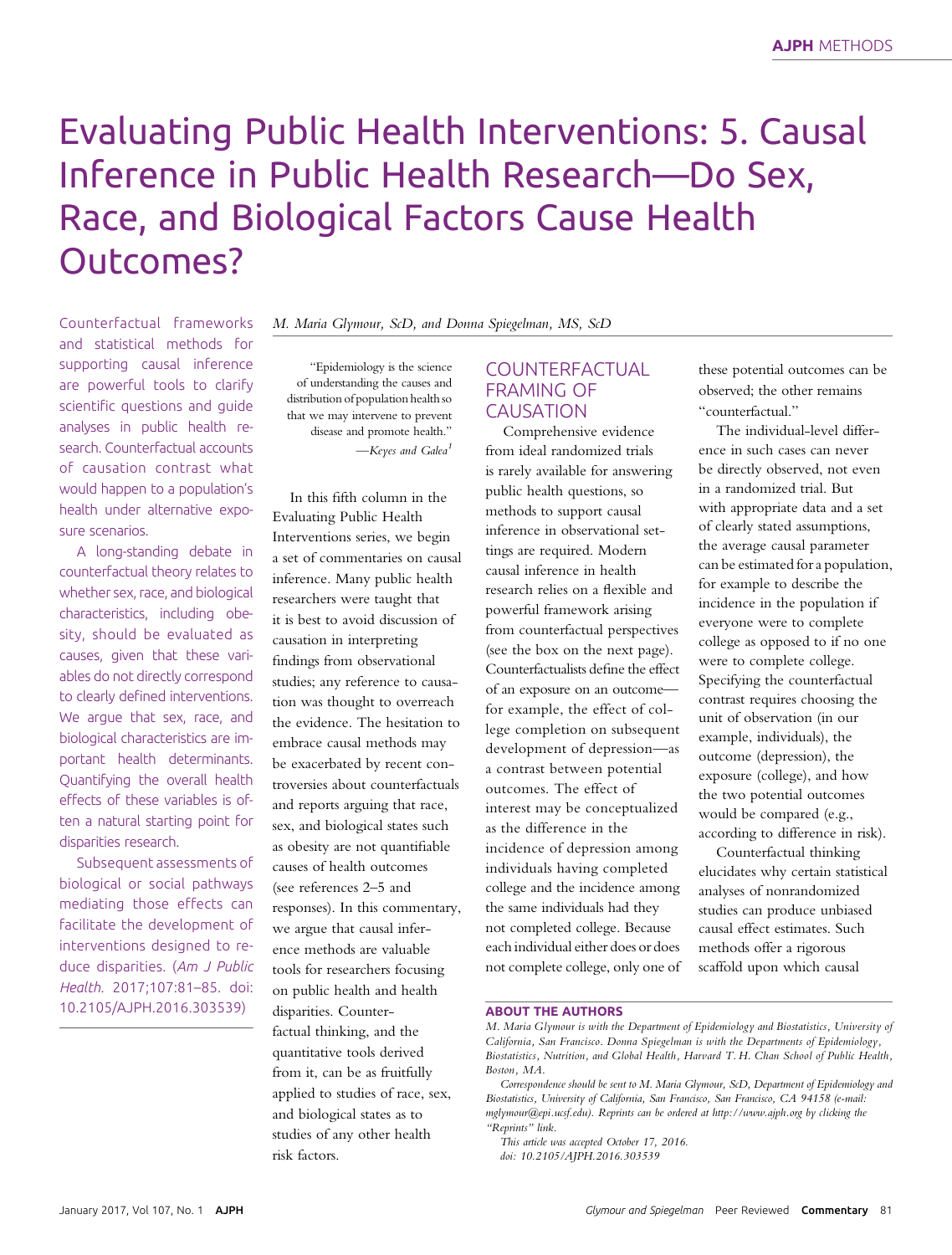# Evaluating Public Health Interventions: 5. Causal Inference in Public Health Research—Do Sex, Race, and Biological Factors Cause Health Outcomes?

*M. Maria Glymour, ScD, and Donna Spiegelman, MS, ScD*

Counterfactual frameworks and statistical methods for supporting causal inference are powerful tools to clarify scientific questions and guide analyses in public health research. Counterfactual accounts of causation contrast what would happen to a population's health under alternative exposure scenarios.

A long-standing debate in counterfactual theory relates to whether sex, race, and biological characteristics, including obesity, should be evaluated as causes, given that these variables do not directly correspond to clearly defined interventions. We argue that sex, race, and biological characteristics are important health determinants. Quantifying the overall health effects of these variables is often a natural starting point for disparities research.

Subsequent assessments of biological or social pathways mediating those effects can facilitate the development of interventions designed to reduce disparities. (*Am J Public Health.* 2017;107:81–85. doi: 10.2105/AJPH.2016.303539)

> "Epidemiology is the science of understanding the causes and distribution of population health so that we may intervene to prevent disease and promote health."
>
> —*Keyes and Galea*[1]

In this fifth column in the Evaluating Public Health Interventions series, we begin a set of commentaries on causal inference. Many public health researchers were taught that it is best to avoid discussion of causation in interpreting findings from observational studies; any reference to causation was thought to overreach the evidence. The hesitation to embrace causal methods may be exacerbated by recent controversies about counterfactuals and reports arguing that race, sex, and biological states such as obesity are not quantifiable causes of health outcomes (see references 2–5 and responses). In this commentary, we argue that causal inference methods are valuable tools for researchers focusing on public health and health disparities. Counterfactual thinking, and the quantitative tools derived from it, can be as fruitfully applied to studies of race, sex, and biological states as to studies of any other health risk factors.

## COUNTERFACTUAL FRAMING OF CAUSATION

Comprehensive evidence from ideal randomized trials is rarely available for answering public health questions, so methods to support causal inference in observational settings are required. Modern causal inference in health research relies on a flexible and powerful framework arising from counterfactual perspectives (see the box on the next page). Counterfactualists define the effect of an exposure on an outcome—for example, the effect of college completion on subsequent development of depression—as a contrast between potential outcomes. The effect of interest may be conceptualized as the difference in the incidence of depression among individuals having completed college and the incidence among the same individuals had they not completed college. Because each individual either does or does not complete college, only one of these potential outcomes can be observed; the other remains "counterfactual."

The individual-level difference in such cases can never be directly observed, not even in a randomized trial. But with appropriate data and a set of clearly stated assumptions, the average causal parameter can be estimated for a population, for example to describe the incidence in the population if everyone were to complete college as opposed to if no one were to complete college. Specifying the counterfactual contrast requires choosing the unit of observation (in our example, individuals), the outcome (depression), the exposure (college), and how the two potential outcomes would be compared (e.g., according to difference in risk).

Counterfactual thinking elucidates why certain statistical analyses of nonrandomized studies can produce unbiased causal effect estimates. Such methods offer a rigorous scaffold upon which causal

### ABOUT THE AUTHORS

*M. Maria Glymour is with the Department of Epidemiology and Biostatistics, University of California, San Francisco. Donna Spiegelman is with the Departments of Epidemiology, Biostatistics, Nutrition, and Global Health, Harvard T. H. Chan School of Public Health, Boston, MA.*

*Correspondence should be sent to M. Maria Glymour, ScD, Department of Epidemiology and Biostatistics, University of California, San Francisco, San Francisco, CA 94158 (e-mail: mglymour@epi.ucsf.edu). Reprints can be ordered at http://www.ajph.org by clicking the "Reprints" link.*

*This article was accepted October 17, 2016.*

*doi: 10.2105/AJPH.2016.303539*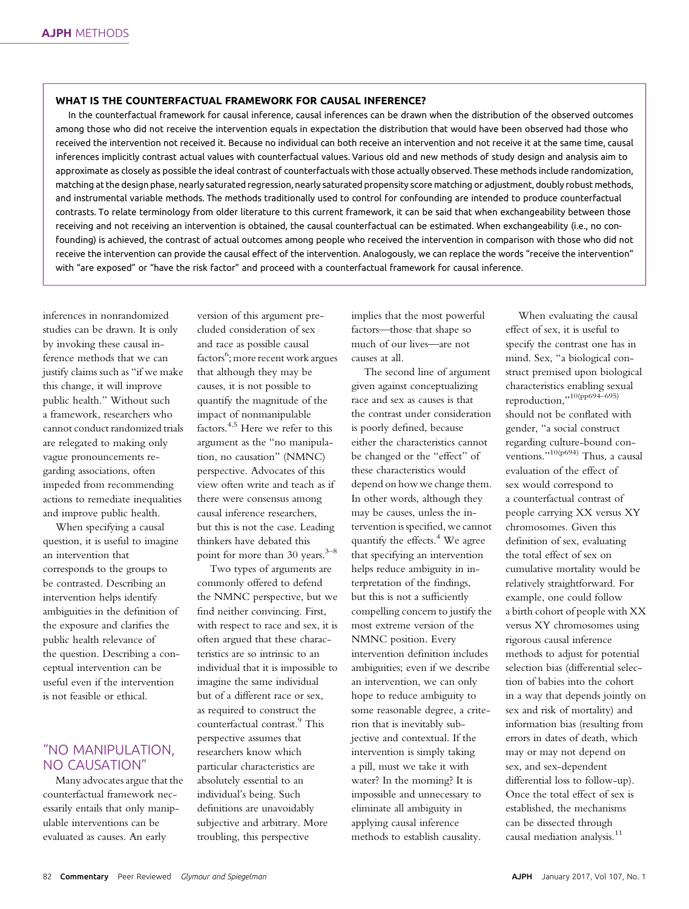**WHAT IS THE COUNTERFACTUAL FRAMEWORK FOR CAUSAL INFERENCE?**

In the counterfactual framework for causal inference, causal inferences can be drawn when the distribution of the observed outcomes among those who did not receive the intervention equals in expectation the distribution that would have been observed had those who received the intervention not received it. Because no individual can both receive an intervention and not receive it at the same time, causal inferences implicitly contrast actual values with counterfactual values. Various old and new methods of study design and analysis aim to approximate as closely as possible the ideal contrast of counterfactuals with those actually observed. These methods include randomization, matching at the design phase, nearly saturated regression, nearly saturated propensity score matching or adjustment, doubly robust methods, and instrumental variable methods. The methods traditionally used to control for confounding are intended to produce counterfactual contrasts. To relate terminology from older literature to this current framework, it can be said that when exchangeability between those receiving and not receiving an intervention is obtained, the causal counterfactual can be estimated. When exchangeability (i.e., no confounding) is achieved, the contrast of actual outcomes among people who received the intervention in comparison with those who did not receive the intervention can provide the causal effect of the intervention. Analogously, we can replace the words "receive the intervention" with "are exposed" or "have the risk factor" and proceed with a counterfactual framework for causal inference.

inferences in nonrandomized studies can be drawn. It is only by invoking these causal inference methods that we can justify claims such as "if we make this change, it will improve public health." Without such a framework, researchers who cannot conduct randomized trials are relegated to making only vague pronouncements regarding associations, often impeded from recommending actions to remediate inequalities and improve public health.

When specifying a causal question, it is useful to imagine an intervention that corresponds to the groups to be contrasted. Describing an intervention helps identify ambiguities in the definition of the exposure and clarifies the public health relevance of the question. Describing a conceptual intervention can be useful even if the intervention is not feasible or ethical.

## "NO MANIPULATION, NO CAUSATION"

Many advocates argue that the counterfactual framework necessarily entails that only manipulable interventions can be evaluated as causes. An early version of this argument precluded consideration of sex and race as possible causal factors[6]; more recent work argues that although they may be causes, it is not possible to quantify the magnitude of the impact of nonmanipulable factors.[4,5] Here we refer to this argument as the "no manipulation, no causation" (NMNC) perspective. Advocates of this view often write and teach as if there were consensus among causal inference researchers, but this is not the case. Leading thinkers have debated this point for more than 30 years.[3–8]

Two types of arguments are commonly offered to defend the NMNC perspective, but we find neither convincing. First, with respect to race and sex, it is often argued that these characteristics are so intrinsic to an individual that it is impossible to imagine the same individual but of a different race or sex, as required to construct the counterfactual contrast.[9] This perspective assumes that researchers know which particular characteristics are absolutely essential to an individual's being. Such definitions are unavoidably subjective and arbitrary. More troubling, this perspective implies that the most powerful factors—those that shape so much of our lives—are not causes at all.

The second line of argument given against conceptualizing race and sex as causes is that the contrast under consideration is poorly defined, because either the characteristics cannot be changed or the "effect" of these characteristics would depend on how we change them. In other words, although they may be causes, unless the intervention is specified, we cannot quantify the effects.[4] We agree that specifying an intervention helps reduce ambiguity in interpretation of the findings, but this is not a sufficiently compelling concern to justify the most extreme version of the NMNC position. Every intervention definition includes ambiguities; even if we describe an intervention, we can only hope to reduce ambiguity to some reasonable degree, a criterion that is inevitably subjective and contextual. If the intervention is simply taking a pill, must we take it with water? In the morning? It is impossible and unnecessary to eliminate all ambiguity in applying causal inference methods to establish causality.

When evaluating the causal effect of sex, it is useful to specify the contrast one has in mind. Sex, "a biological construct premised upon biological characteristics enabling sexual reproduction,"[10(pp694–695)] should not be conflated with gender, "a social construct regarding culture-bound conventions."[10(p694)] Thus, a causal evaluation of the effect of sex would correspond to a counterfactual contrast of people carrying XX versus XY chromosomes. Given this definition of sex, evaluating the total effect of sex on cumulative mortality would be relatively straightforward. For example, one could follow a birth cohort of people with XX versus XY chromosomes using rigorous causal inference methods to adjust for potential selection bias (differential selection of babies into the cohort in a way that depends jointly on sex and risk of mortality) and information bias (resulting from errors in dates of death, which may or may not depend on sex, and sex-dependent differential loss to follow-up). Once the total effect of sex is established, the mechanisms can be dissected through causal mediation analysis.[11]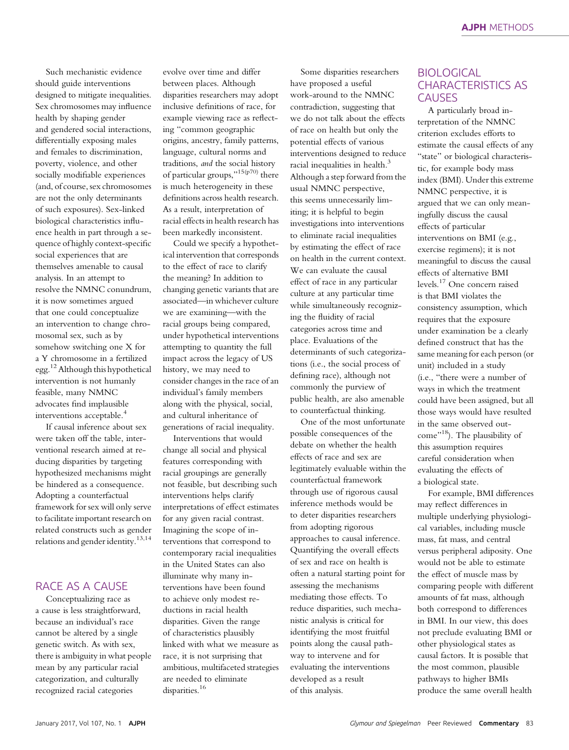Such mechanistic evidence should guide interventions designed to mitigate inequalities. Sex chromosomes may influence health by shaping gender and gendered social interactions, differentially exposing males and females to discrimination, poverty, violence, and other socially modifiable experiences (and, of course, sex chromosomes are not the only determinants of such exposures). Sex-linked biological characteristics influence health in part through a sequence of highly context-specific social experiences that are themselves amenable to causal analysis. In an attempt to resolve the NMNC conundrum, it is now sometimes argued that one could conceptualize an intervention to change chromosomal sex, such as by somehow switching one X for a Y chromosome in a fertilized egg.[12] Although this hypothetical intervention is not humanly feasible, many NMNC advocates find implausible interventions acceptable.[4]

If causal inference about sex were taken off the table, interventional research aimed at reducing disparities by targeting hypothesized mechanisms might be hindered as a consequence. Adopting a counterfactual framework for sex will only serve to facilitate important research on related constructs such as gender relations and gender identity.[13,14]

## RACE AS A CAUSE

Conceptualizing race as a cause is less straightforward, because an individual's race cannot be altered by a single genetic switch. As with sex, there is ambiguity in what people mean by any particular racial categorization, and culturally recognized racial categories evolve over time and differ between places. Although disparities researchers may adopt inclusive definitions of race, for example viewing race as reflecting "common geographic origins, ancestry, family patterns, language, cultural norms and traditions, *and* the social history of particular groups,"[15(p70)] there is much heterogeneity in these definitions across health research. As a result, interpretation of racial effects in health research has been markedly inconsistent.

Could we specify a hypothetical intervention that corresponds to the effect of race to clarify the meaning? In addition to changing genetic variants that are associated—in whichever culture we are examining—with the racial groups being compared, under hypothetical interventions attempting to quantity the full impact across the legacy of US history, we may need to consider changes in the race of an individual's family members along with the physical, social, and cultural inheritance of generations of racial inequality.

Interventions that would change all social and physical features corresponding with racial groupings are generally not feasible, but describing such interventions helps clarify interpretations of effect estimates for any given racial contrast. Imagining the scope of interventions that correspond to contemporary racial inequalities in the United States can also illuminate why many interventions have been found to achieve only modest reductions in racial health disparities. Given the range of characteristics plausibly linked with what we measure as race, it is not surprising that ambitious, multifaceted strategies are needed to eliminate disparities.[16]

Some disparities researchers have proposed a useful work-around to the NMNC contradiction, suggesting that we do not talk about the effects of race on health but only the potential effects of various interventions designed to reduce racial inequalities in health.[3] Although a step forward from the usual NMNC perspective, this seems unnecessarily limiting; it is helpful to begin investigations into interventions to eliminate racial inequalities by estimating the effect of race on health in the current context. We can evaluate the causal effect of race in any particular culture at any particular time while simultaneously recognizing the fluidity of racial categories across time and place. Evaluations of the determinants of such categorizations (i.e., the social process of defining race), although not commonly the purview of public health, are also amenable to counterfactual thinking.

One of the most unfortunate possible consequences of the debate on whether the health effects of race and sex are legitimately evaluable within the counterfactual framework through use of rigorous causal inference methods would be to deter disparities researchers from adopting rigorous approaches to causal inference. Quantifying the overall effects of sex and race on health is often a natural starting point for assessing the mechanisms mediating those effects. To reduce disparities, such mechanistic analysis is critical for identifying the most fruitful points along the causal pathway to intervene and for evaluating the interventions developed as a result of this analysis.

## BIOLOGICAL CHARACTERISTICS AS CAUSES

A particularly broad interpretation of the NMNC criterion excludes efforts to estimate the causal effects of any "state" or biological characteristic, for example body mass index (BMI). Under this extreme NMNC perspective, it is argued that we can only meaningfully discuss the causal effects of particular interventions on BMI (e.g., exercise regimens); it is not meaningful to discuss the causal effects of alternative BMI levels.[17] One concern raised is that BMI violates the consistency assumption, which requires that the exposure under examination be a clearly defined construct that has the same meaning for each person (or unit) included in a study (i.e., "there were a number of ways in which the treatment could have been assigned, but all those ways would have resulted in the same observed outcome"[18]). The plausibility of this assumption requires careful consideration when evaluating the effects of a biological state.

For example, BMI differences may reflect differences in multiple underlying physiological variables, including muscle mass, fat mass, and central versus peripheral adiposity. One would not be able to estimate the effect of muscle mass by comparing people with different amounts of fat mass, although both correspond to differences in BMI. In our view, this does not preclude evaluating BMI or other physiological states as causal factors. It is possible that the most common, plausible pathways to higher BMIs produce the same overall health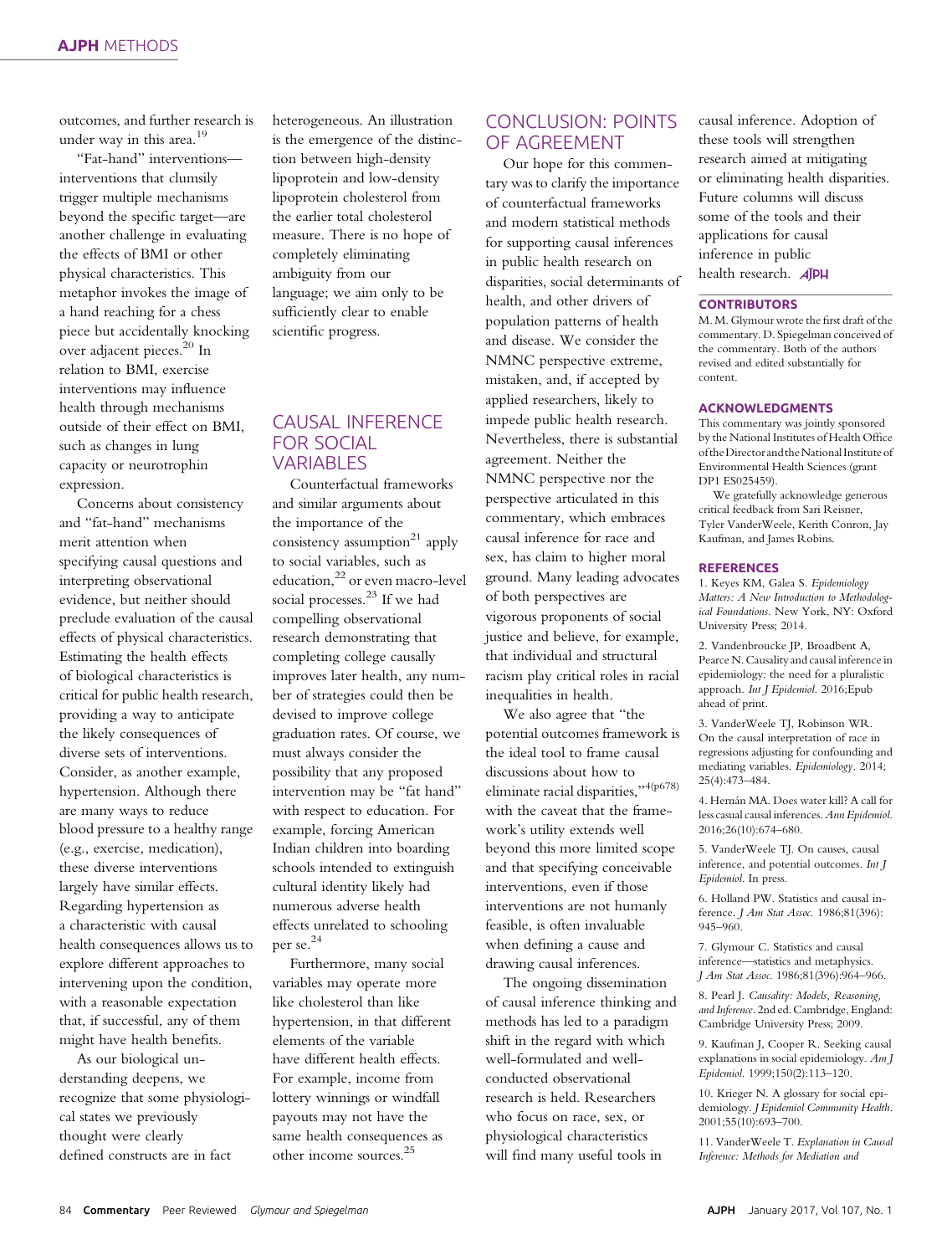outcomes, and further research is under way in this area.[19]

"Fat-hand" interventions—interventions that clumsily trigger multiple mechanisms beyond the specific target—are another challenge in evaluating the effects of BMI or other physical characteristics. This metaphor invokes the image of a hand reaching for a chess piece but accidentally knocking over adjacent pieces.[20] In relation to BMI, exercise interventions may influence health through mechanisms outside of their effect on BMI, such as changes in lung capacity or neurotrophin expression.

Concerns about consistency and "fat-hand" mechanisms merit attention when specifying causal questions and interpreting observational evidence, but neither should preclude evaluation of the causal effects of physical characteristics. Estimating the health effects of biological characteristics is critical for public health research, providing a way to anticipate the likely consequences of diverse sets of interventions. Consider, as another example, hypertension. Although there are many ways to reduce blood pressure to a healthy range (e.g., exercise, medication), these diverse interventions largely have similar effects. Regarding hypertension as a characteristic with causal health consequences allows us to explore different approaches to intervening upon the condition, with a reasonable expectation that, if successful, any of them might have health benefits.

As our biological understanding deepens, we recognize that some physiological states we previously thought were clearly defined constructs are in fact heterogeneous. An illustration is the emergence of the distinction between high-density lipoprotein and low-density lipoprotein cholesterol from the earlier total cholesterol measure. There is no hope of completely eliminating ambiguity from our language; we aim only to be sufficiently clear to enable scientific progress.

## CAUSAL INFERENCE FOR SOCIAL VARIABLES

Counterfactual frameworks and similar arguments about the importance of the consistency assumption[21] apply to social variables, such as education,[22] or even macro-level social processes.[23] If we had compelling observational research demonstrating that completing college causally improves later health, any number of strategies could then be devised to improve college graduation rates. Of course, we must always consider the possibility that any proposed intervention may be "fat hand" with respect to education. For example, forcing American Indian children into boarding schools intended to extinguish cultural identity likely had numerous adverse health effects unrelated to schooling per se.[24]

Furthermore, many social variables may operate more like cholesterol than like hypertension, in that different elements of the variable have different health effects. For example, income from lottery winnings or windfall payouts may not have the same health consequences as other income sources.[25]

## CONCLUSION: POINTS OF AGREEMENT

Our hope for this commentary was to clarify the importance of counterfactual frameworks and modern statistical methods for supporting causal inferences in public health research on disparities, social determinants of health, and other drivers of population patterns of health and disease. We consider the NMNC perspective extreme, mistaken, and, if accepted by applied researchers, likely to impede public health research. Nevertheless, there is substantial agreement. Neither the NMNC perspective nor the perspective articulated in this commentary, which embraces causal inference for race and sex, has claim to higher moral ground. Many leading advocates of both perspectives are vigorous proponents of social justice and believe, for example, that individual and structural racism play critical roles in racial inequalities in health.

We also agree that "the potential outcomes framework is the ideal tool to frame causal discussions about how to eliminate racial disparities,"[4(p678)] with the caveat that the framework's utility extends well beyond this more limited scope and that specifying conceivable interventions, even if those interventions are not humanly feasible, is often invaluable when defining a cause and drawing causal inferences.

The ongoing dissemination of causal inference thinking and methods has led to a paradigm shift in the regard with which well-formulated and well-conducted observational research is held. Researchers who focus on race, sex, or physiological characteristics will find many useful tools in causal inference. Adoption of these tools will strengthen research aimed at mitigating or eliminating health disparities. Future columns will discuss some of the tools and their applications for causal inference in public health research.

### CONTRIBUTORS

M. M. Glymour wrote the first draft of the commentary. D. Spiegelman conceived of the commentary. Both of the authors revised and edited substantially for content.

### ACKNOWLEDGMENTS

This commentary was jointly sponsored by the National Institutes of Health Office of the Director and the National Institute of Environmental Health Sciences (grant DP1 ES025459).

We gratefully acknowledge generous critical feedback from Sari Reisner, Tyler VanderWeele, Kerith Conron, Jay Kaufman, and James Robins.

### REFERENCES

1. Keyes KM, Galea S. *Epidemiology Matters: A New Introduction to Methodological Foundations*. New York, NY: Oxford University Press; 2014.

2. Vandenbroucke JP, Broadbent A, Pearce N. Causality and causal inference in epidemiology: the need for a pluralistic approach. *Int J Epidemiol*. 2016;Epub ahead of print.

3. VanderWeele TJ, Robinson WR. On the causal interpretation of race in regressions adjusting for confounding and mediating variables. *Epidemiology*. 2014; 25(4):473–484.

4. Hernán MA. Does water kill? A call for less casual causal inferences. *Ann Epidemiol*. 2016;26(10):674–680.

5. VanderWeele TJ. On causes, causal inference, and potential outcomes. *Int J Epidemiol*. In press.

6. Holland PW. Statistics and causal inference. *J Am Stat Assoc*. 1986;81(396): 945–960.

7. Glymour C. Statistics and causal inference—statistics and metaphysics. *J Am Stat Assoc*. 1986;81(396):964–966.

8. Pearl J. *Causality: Models, Reasoning, and Inference*. 2nd ed. Cambridge, England: Cambridge University Press; 2009.

9. Kaufman J, Cooper R. Seeking causal explanations in social epidemiology. *Am J Epidemiol*. 1999;150(2):113–120.

10. Krieger N. A glossary for social epidemiology. *J Epidemiol Community Health*. 2001;55(10):693–700.

11. VanderWeele T. *Explanation in Causal Inference: Methods for Mediation and*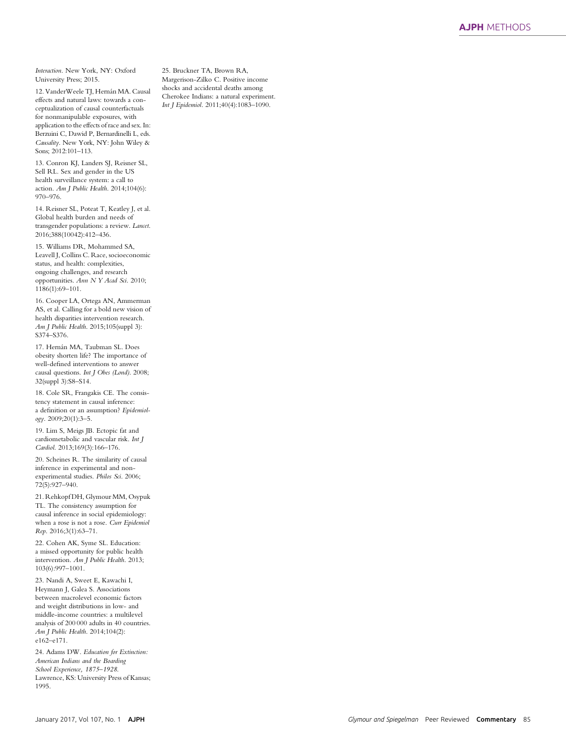*Interaction*. New York, NY: Oxford University Press; 2015.

12. VanderWeele TJ, Hernán MA. Causal effects and natural laws: towards a conceptualization of causal counterfactuals for nonmanipulable exposures, with application to the effects of race and sex. In: Berzuini C, Dawid P, Bernardinelli L, eds. *Causality*. New York, NY: John Wiley & Sons; 2012:101–113.

13. Conron KJ, Landers SJ, Reisner SL, Sell RL. Sex and gender in the US health surveillance system: a call to action. *Am J Public Health*. 2014;104(6): 970–976.

14. Reisner SL, Poteat T, Keatley J, et al. Global health burden and needs of transgender populations: a review. *Lancet*. 2016;388(10042):412–436.

15. Williams DR, Mohammed SA, Leavell J, Collins C. Race, socioeconomic status, and health: complexities, ongoing challenges, and research opportunities. *Ann N Y Acad Sci*. 2010; 1186(1):69–101.

16. Cooper LA, Ortega AN, Ammerman AS, et al. Calling for a bold new vision of health disparities intervention research. *Am J Public Health*. 2015;105(suppl 3): S374–S376.

17. Hernán MA, Taubman SL. Does obesity shorten life? The importance of well-defined interventions to answer causal questions. *Int J Obes (Lond)*. 2008; 32(suppl 3):S8–S14.

18. Cole SR, Frangakis CE. The consistency statement in causal inference: a definition or an assumption? *Epidemiology*. 2009;20(1):3–5.

19. Lim S, Meigs JB. Ectopic fat and cardiometabolic and vascular risk. *Int J Cardiol*. 2013;169(3):166–176.

20. Scheines R. The similarity of causal inference in experimental and non-experimental studies. *Philos Sci*. 2006; 72(5):927–940.

21. Rehkopf DH, Glymour MM, Osypuk TL. The consistency assumption for causal inference in social epidemiology: when a rose is not a rose. *Curr Epidemiol Rep*. 2016;3(1):63–71.

22. Cohen AK, Syme SL. Education: a missed opportunity for public health intervention. *Am J Public Health*. 2013; 103(6):997–1001.

23. Nandi A, Sweet E, Kawachi I, Heymann J, Galea S. Associations between macrolevel economic factors and weight distributions in low- and middle-income countries: a multilevel analysis of 200 000 adults in 40 countries. *Am J Public Health*. 2014;104(2): e162–e171.

24. Adams DW. *Education for Extinction: American Indians and the Boarding School Experience, 1875–1928*. Lawrence, KS: University Press of Kansas; 1995.

25. Bruckner TA, Brown RA, Margerison-Zilko C. Positive income shocks and accidental deaths among Cherokee Indians: a natural experiment. *Int J Epidemiol*. 2011;40(4):1083–1090.